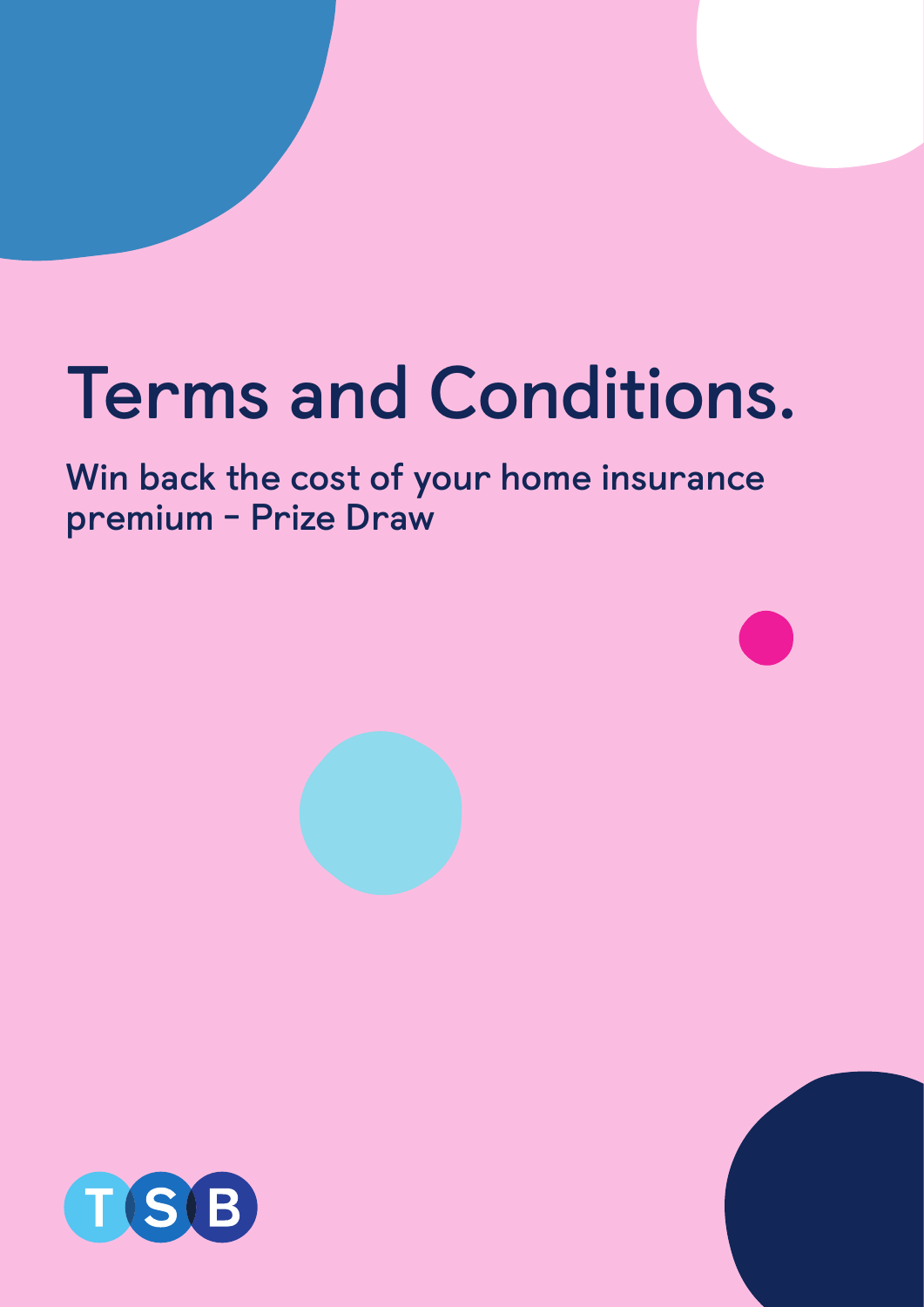# Terms and Conditions.

## Win back the cost of your home insurance premium – Prize Draw

TSB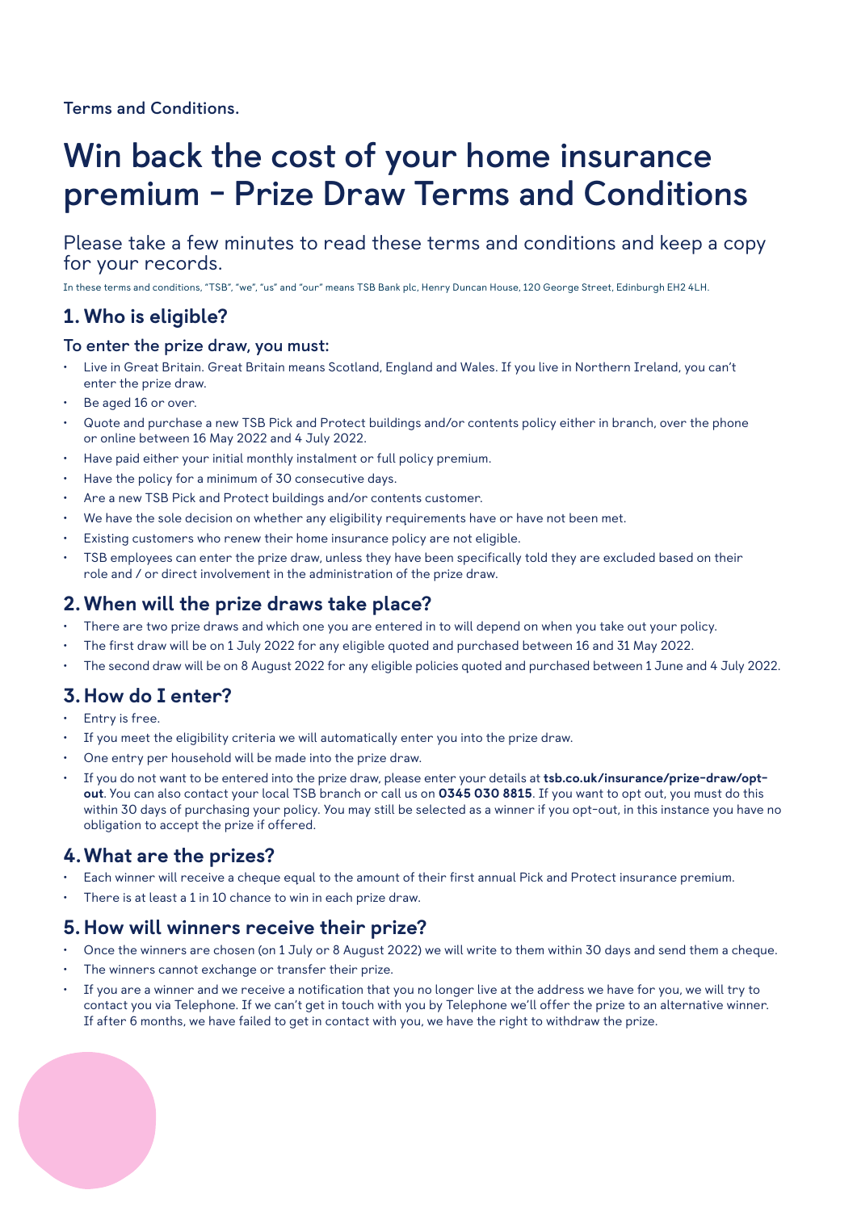Terms and Conditions.

# Win back the cost of your home insurance premium – Prize Draw Terms and Conditions

Please take a few minutes to read these terms and conditions and keep a copy for your records.

In these terms and conditions, "TSB", "we", "us" and "our" means TSB Bank plc, Henry Duncan House, 120 George Street, Edinburgh EH2 4LH.

## 1. Who is eligible?

### To enter the prize draw, you must:

- Live in Great Britain. Great Britain means Scotland, England and Wales. If you live in Northern Ireland, you can't enter the prize draw.
- Be aged 16 or over.
- Quote and purchase a new TSB Pick and Protect buildings and/or contents policy either in branch, over the phone or online between 16 May 2022 and 4 July 2022.
- Have paid either your initial monthly instalment or full policy premium.
- Have the policy for a minimum of 30 consecutive days.
- Are a new TSB Pick and Protect buildings and/or contents customer.
- We have the sole decision on whether any eligibility requirements have or have not been met.
- Existing customers who renew their home insurance policy are not eligible.
- TSB employees can enter the prize draw, unless they have been specifically told they are excluded based on their role and / or direct involvement in the administration of the prize draw.

## 2. When will the prize draws take place?

- There are two prize draws and which one you are entered in to will depend on when you take out your policy.
- The first draw will be on 1 July 2022 for any eligible quoted and purchased between 16 and 31 May 2022.
- The second draw will be on 8 August 2022 for any eligible policies quoted and purchased between 1 June and 4 July 2022.

## 3. How do I enter?

- Entry is free.
- If you meet the eligibility criteria we will automatically enter you into the prize draw.
- One entry per household will be made into the prize draw.
- If you do not want to be entered into the prize draw, please enter your details at **tsb.co.uk/insurance/prize-draw/opt-out**. You can also contact your local TSB branch or call us on **0345 030 8815**. If you want to opt out, you must do this within 30 days of purchasing your policy. You may still be selected as a winner if you opt-out, in this instance you have no obligation to accept the prize if offered.

## 4. What are the prizes?

- Each winner will receive a cheque equal to the amount of their first annual Pick and Protect insurance premium.
- There is at least a 1 in 10 chance to win in each prize draw.

## 5. How will winners receive their prize?

- Once the winners are chosen (on 1 July or 8 August 2022) we will write to them within 30 days and send them a cheque.
- The winners cannot exchange or transfer their prize.
- If you are a winner and we receive a notification that you no longer live at the address we have for you, we will try to contact you via Telephone. If we can't get in touch with you by Telephone we'll offer the prize to an alternative winner. If after 6 months, we have failed to get in contact with you, we have the right to withdraw the prize.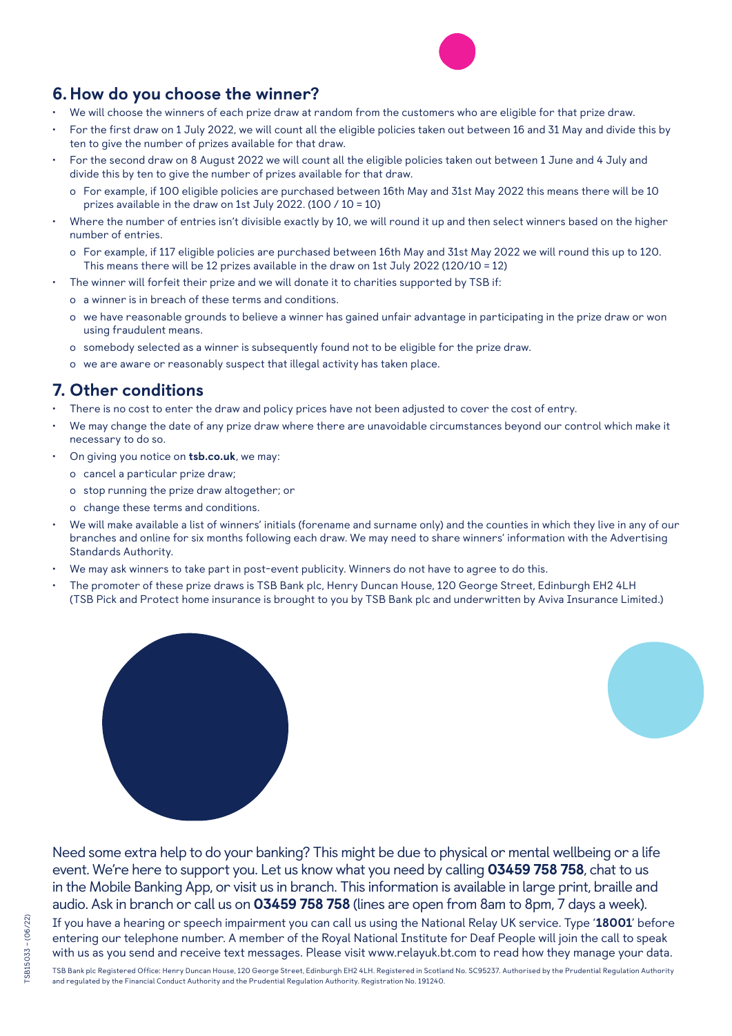## 6. How do you choose the winner?

- We will choose the winners of each prize draw at random from the customers who are eligible for that prize draw.
- For the first draw on 1 July 2022, we will count all the eligible policies taken out between 16 and 31 May and divide this by ten to give the number of prizes available for that draw.
- For the second draw on 8 August 2022 we will count all the eligible policies taken out between 1 June and 4 July and divide this by ten to give the number of prizes available for that draw.
  - o For example, if 100 eligible policies are purchased between 16th May and 31st May 2022 this means there will be 10 prizes available in the draw on 1st July 2022. (100 / 10 = 10)
- Where the number of entries isn't divisible exactly by 10, we will round it up and then select winners based on the higher number of entries.
  - o For example, if 117 eligible policies are purchased between 16th May and 31st May 2022 we will round this up to 120. This means there will be 12 prizes available in the draw on 1st July 2022 (120/10 = 12)
- The winner will forfeit their prize and we will donate it to charities supported by TSB if:
  - o a winner is in breach of these terms and conditions.
  - o we have reasonable grounds to believe a winner has gained unfair advantage in participating in the prize draw or won using fraudulent means.
  - o somebody selected as a winner is subsequently found not to be eligible for the prize draw.
  - o we are aware or reasonably suspect that illegal activity has taken place.

## 7. Other conditions

- There is no cost to enter the draw and policy prices have not been adjusted to cover the cost of entry.
- We may change the date of any prize draw where there are unavoidable circumstances beyond our control which make it necessary to do so.
- On giving you notice on **tsb.co.uk**, we may:
  - o cancel a particular prize draw;
  - o stop running the prize draw altogether; or
  - o change these terms and conditions.
- We will make available a list of winners' initials (forename and surname only) and the counties in which they live in any of our branches and online for six months following each draw. We may need to share winners' information with the Advertising Standards Authority.
- We may ask winners to take part in post-event publicity. Winners do not have to agree to do this.
- The promoter of these prize draws is TSB Bank plc, Henry Duncan House, 120 George Street, Edinburgh EH2 4LH (TSB Pick and Protect home insurance is brought to you by TSB Bank plc and underwritten by Aviva Insurance Limited.)

Need some extra help to do your banking? This might be due to physical or mental wellbeing or a life event. We're here to support you. Let us know what you need by calling **03459 758 758**, chat to us in the Mobile Banking App, or visit us in branch. This information is available in large print, braille and audio. Ask in branch or call us on **03459 758 758** (lines are open from 8am to 8pm, 7 days a week).

If you have a hearing or speech impairment you can call us using the National Relay UK service. Type '**18001**' before entering our telephone number. A member of the Royal National Institute for Deaf People will join the call to speak with us as you send and receive text messages. Please visit www.relayuk.bt.com to read how they manage your data.

TSB Bank plc Registered Office: Henry Duncan House, 120 George Street, Edinburgh EH2 4LH. Registered in Scotland No. SC95237. Authorised by the Prudential Regulation Authority and regulated by the Financial Conduct Authority and the Prudential Regulation Authority. Registration No. 191240.

TSB15033 – (06/22)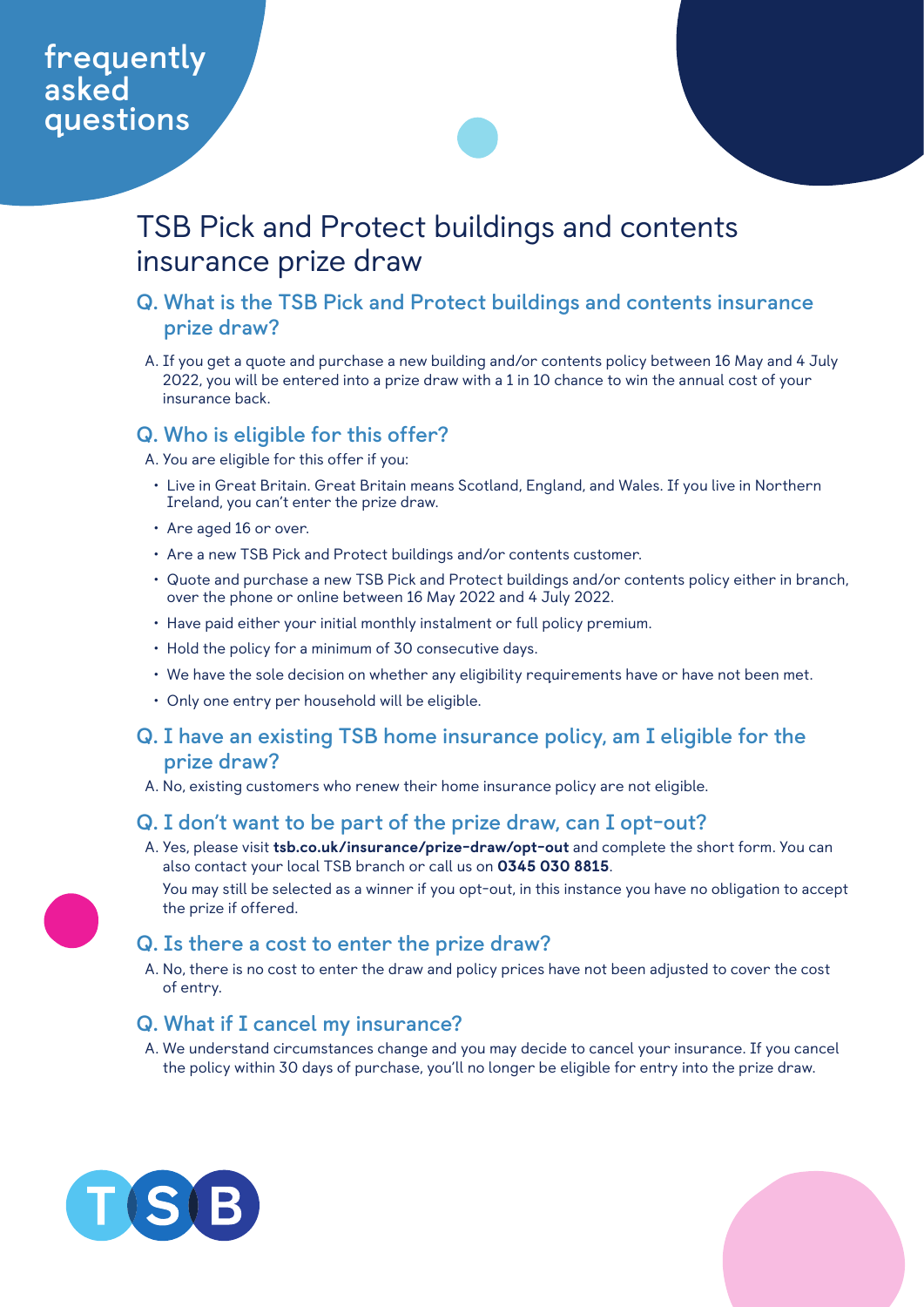frequently asked questions

# TSB Pick and Protect buildings and contents insurance prize draw

## Q. What is the TSB Pick and Protect buildings and contents insurance prize draw?

A. If you get a quote and purchase a new building and/or contents policy between 16 May and 4 July 2022, you will be entered into a prize draw with a 1 in 10 chance to win the annual cost of your insurance back.

## Q. Who is eligible for this offer?

A. You are eligible for this offer if you:

- Live in Great Britain. Great Britain means Scotland, England, and Wales. If you live in Northern Ireland, you can't enter the prize draw.
- Are aged 16 or over.
- Are a new TSB Pick and Protect buildings and/or contents customer.
- Quote and purchase a new TSB Pick and Protect buildings and/or contents policy either in branch, over the phone or online between 16 May 2022 and 4 July 2022.
- Have paid either your initial monthly instalment or full policy premium.
- Hold the policy for a minimum of 30 consecutive days.
- We have the sole decision on whether any eligibility requirements have or have not been met.
- Only one entry per household will be eligible.

## Q. I have an existing TSB home insurance policy, am I eligible for the prize draw?

A. No, existing customers who renew their home insurance policy are not eligible.

## Q. I don't want to be part of the prize draw, can I opt-out?

A. Yes, please visit **tsb.co.uk/insurance/prize-draw/opt-out** and complete the short form. You can also contact your local TSB branch or call us on **0345 030 8815**.

You may still be selected as a winner if you opt-out, in this instance you have no obligation to accept the prize if offered.

## Q. Is there a cost to enter the prize draw?

A. No, there is no cost to enter the draw and policy prices have not been adjusted to cover the cost of entry.

## Q. What if I cancel my insurance?

A. We understand circumstances change and you may decide to cancel your insurance. If you cancel the policy within 30 days of purchase, you'll no longer be eligible for entry into the prize draw.

TSB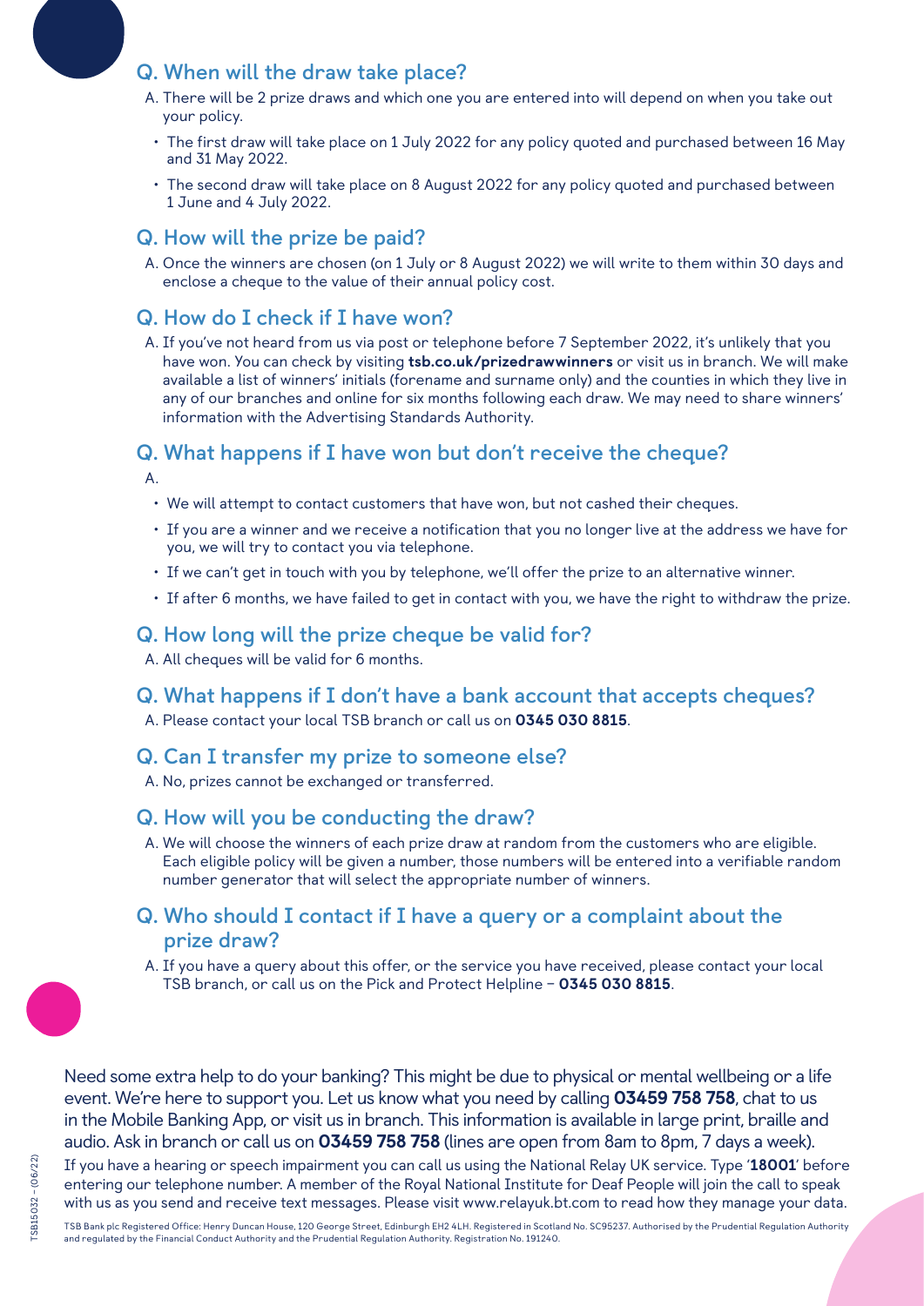## Q. When will the draw take place?

A. There will be 2 prize draws and which one you are entered into will depend on when you take out your policy.

- The first draw will take place on 1 July 2022 for any policy quoted and purchased between 16 May and 31 May 2022.
- The second draw will take place on 8 August 2022 for any policy quoted and purchased between 1 June and 4 July 2022.

## Q. How will the prize be paid?

A. Once the winners are chosen (on 1 July or 8 August 2022) we will write to them within 30 days and enclose a cheque to the value of their annual policy cost.

## Q. How do I check if I have won?

A. If you've not heard from us via post or telephone before 7 September 2022, it's unlikely that you have won. You can check by visiting **tsb.co.uk/prizedrawwinners** or visit us in branch. We will make available a list of winners' initials (forename and surname only) and the counties in which they live in any of our branches and online for six months following each draw. We may need to share winners' information with the Advertising Standards Authority.

## Q. What happens if I have won but don't receive the cheque?

A.

- We will attempt to contact customers that have won, but not cashed their cheques.
- If you are a winner and we receive a notification that you no longer live at the address we have for you, we will try to contact you via telephone.
- If we can't get in touch with you by telephone, we'll offer the prize to an alternative winner.
- If after 6 months, we have failed to get in contact with you, we have the right to withdraw the prize.

## Q. How long will the prize cheque be valid for?

A. All cheques will be valid for 6 months.

## Q. What happens if I don't have a bank account that accepts cheques?

A. Please contact your local TSB branch or call us on **0345 030 8815**.

## Q. Can I transfer my prize to someone else?

A. No, prizes cannot be exchanged or transferred.

## Q. How will you be conducting the draw?

A. We will choose the winners of each prize draw at random from the customers who are eligible. Each eligible policy will be given a number, those numbers will be entered into a verifiable random number generator that will select the appropriate number of winners.

## Q. Who should I contact if I have a query or a complaint about the prize draw?

A. If you have a query about this offer, or the service you have received, please contact your local TSB branch, or call us on the Pick and Protect Helpline – **0345 030 8815**.

Need some extra help to do your banking? This might be due to physical or mental wellbeing or a life event. We're here to support you. Let us know what you need by calling **03459 758 758**, chat to us in the Mobile Banking App, or visit us in branch. This information is available in large print, braille and audio. Ask in branch or call us on **03459 758 758** (lines are open from 8am to 8pm, 7 days a week).

If you have a hearing or speech impairment you can call us using the National Relay UK service. Type '**18001**' before entering our telephone number. A member of the Royal National Institute for Deaf People will join the call to speak with us as you send and receive text messages. Please visit www.relayuk.bt.com to read how they manage your data.

TSB Bank plc Registered Office: Henry Duncan House, 120 George Street, Edinburgh EH2 4LH. Registered in Scotland No. SC95237. Authorised by the Prudential Regulation Authority and regulated by the Financial Conduct Authority and the Prudential Regulation Authority. Registration No. 191240.

TSB15032 – (06/22)